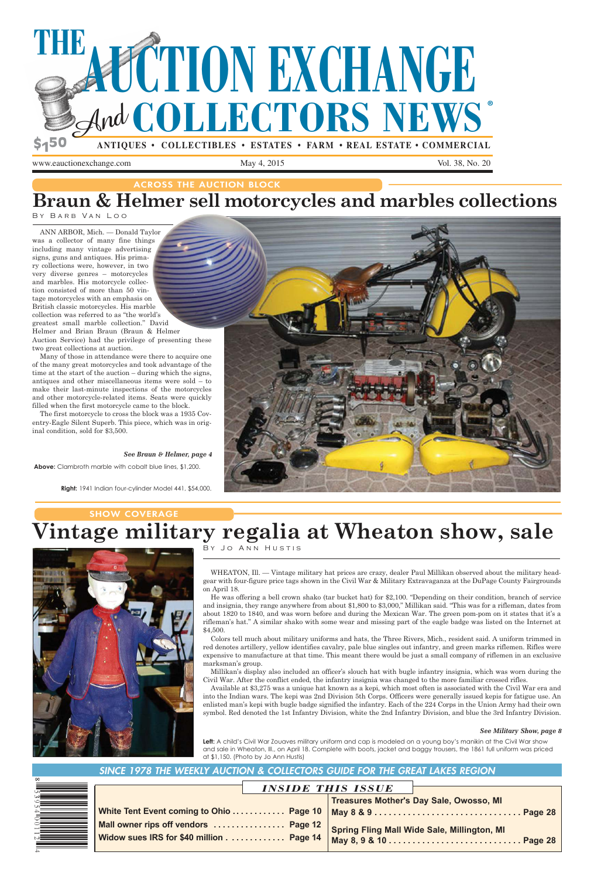# THE AUCTION EXCHANGE And COLLECTORS NEWS®

$1.50 ANTIQUES • COLLECTIBLES • ESTATES • FARM • REAL ESTATE • COMMERCIAL

www.eauctionexchange.com May 4, 2015 Vol. 38, No. 20

ACROSS THE AUCTION BLOCK

## Braun & Helmer sell motorcycles and marbles collections

By Barb Van Loo

ANN ARBOR, Mich. — Donald Taylor was a collector of many fine things including many vintage advertising signs, guns and antiques. His primary collections were, however, in two very diverse genres – motorcycles and marbles. His motorcycle collection consisted of more than 50 vintage motorcycles with an emphasis on British classic motorcycles. His marble collection was referred to as "the world's greatest small marble collection." David Helmer and Brian Braun (Braun & Helmer Auction Service) had the privilege of presenting these two great collections at auction.

Many of those in attendance were there to acquire one of the many great motorcycles and took advantage of the time at the start of the auction – during which the signs, antiques and other miscellaneous items were sold – to make their last-minute inspections of the motorcycles and other motorcycle-related items. Seats were quickly filled when the first motorcycle came to the block.

The first motorcycle to cross the block was a 1935 Coventry-Eagle Silent Superb. This piece, which was in original condition, sold for $3,500.

*See Braun & Helmer, page 4*

**Above:** Clambroth marble with cobalt blue lines, $1,200.

**Right:** 1941 Indian four-cylinder Model 441, $54,000.

SHOW COVERAGE

## Vintage military regalia at Wheaton show, sale

By Jo Ann Hustis

WHEATON, Ill. — Vintage military hat prices are crazy, dealer Paul Millikan observed about the military headgear with four-figure price tags shown in the Civil War & Military Extravaganza at the DuPage County Fairgrounds on April 18.

He was offering a bell crown shako (tar bucket hat) for $2,100. "Depending on their condition, branch of service and insignia, they range anywhere from about $1,800 to $3,000," Millikan said. "This was for a rifleman, dates from about 1820 to 1840, and was worn before and during the Mexican War. The green pom-pom on it states that it's a rifleman's hat." A similar shako with some wear and missing part of the eagle badge was listed on the Internet at $4,500.

Colors tell much about military uniforms and hats, the Three Rivers, Mich., resident said. A uniform trimmed in red denotes artillery, yellow identifies cavalry, pale blue singles out infantry, and green marks riflemen. Rifles were expensive to manufacture at that time. This meant there would be just a small company of riflemen in an exclusive marksman's group.

Millikan's display also included an officer's slouch hat with bugle infantry insignia, which was worn during the Civil War. After the conflict ended, the infantry insignia was changed to the more familiar crossed rifles.

Available at $3,275 was a unique hat known as a kepi, which most often is associated with the Civil War era and into the Indian wars. The kepi was 2nd Division 5th Corps. Officers were generally issued kepis for fatigue use. An enlisted man's kepi with bugle badge signified the infantry. Each of the 224 Corps in the Union Army had their own symbol. Red denoted the 1st Infantry Division, white the 2nd Infantry Division, and blue the 3rd Infantry Division.

*See Military Show, page 8*

**Left:** A child's Civil War Zouaves military uniform and cap is modeled on a young boy's manikin at the Civil War show and sale in Wheaton, Ill., on April 18. Complete with boots, jacket and baggy trousers, the 1861 full uniform was priced at $1,150. (Photo by Jo Ann Hustis)

*SINCE 1978 THE WEEKLY AUCTION & COLLECTORS GUIDE FOR THE GREAT LAKES REGION*

### INSIDE THIS ISSUE

| | |
|---|---|
| **White Tent Event coming to Ohio ............ Page 10** | **Treasures Mother's Day Sale, Owosso, MI May 8 & 9 ............ Page 28** |
| **Mall owner rips off vendors ............ Page 12** | **Spring Fling Mall Wide Sale, Millington, MI May 8, 9 & 10 ............ Page 28** |
| **Widow sues IRS for $40 million ............ Page 14** | |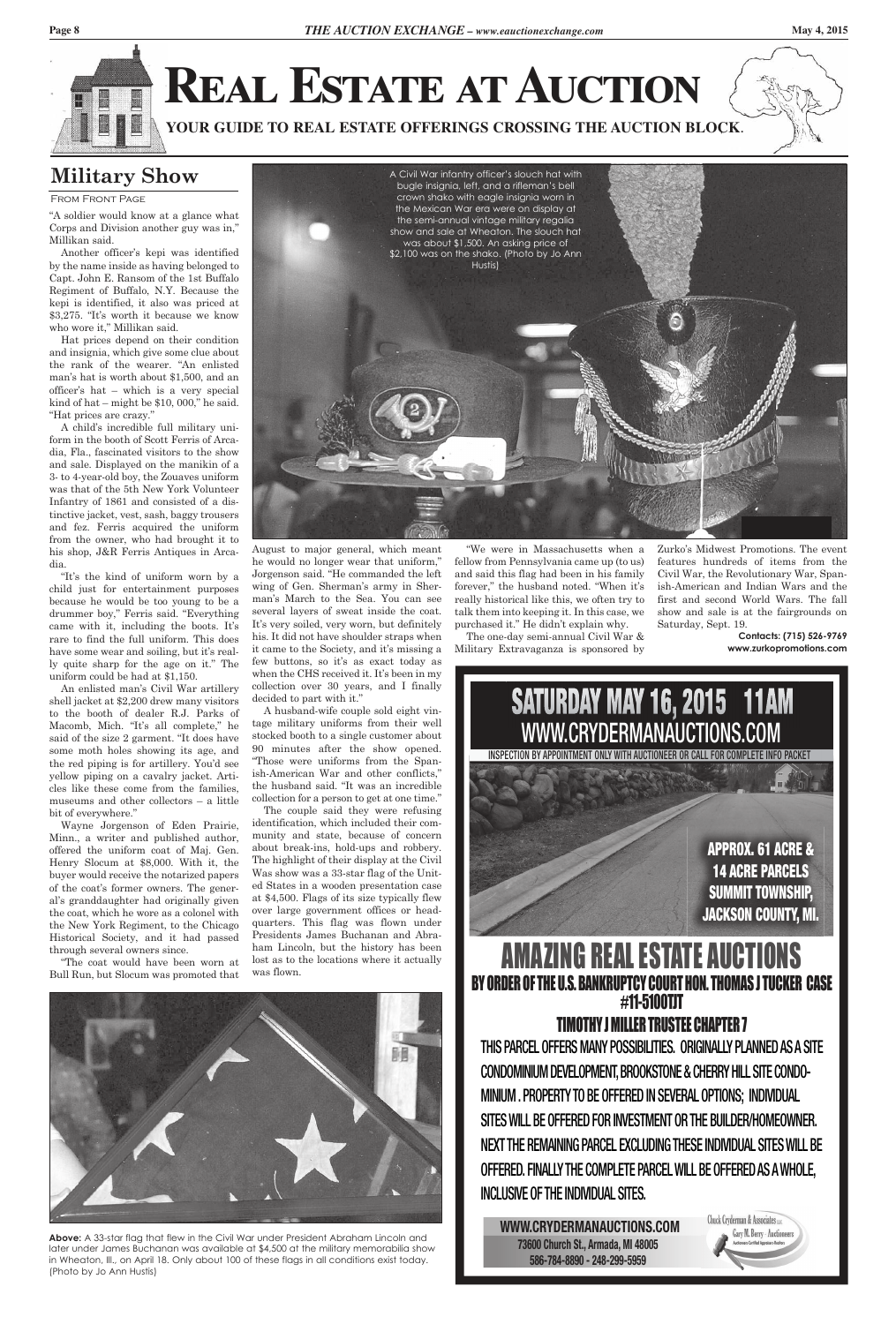# Real Estate at Auction

**YOUR GUIDE TO REAL ESTATE OFFERINGS CROSSING THE AUCTION BLOCK.**

## Military Show

From Front Page

"A soldier would know at a glance what Corps and Division another guy was in," Millikan said.

Another officer's kepi was identified by the name inside as having belonged to Capt. John E. Ransom of the 1st Buffalo Regiment of Buffalo, N.Y. Because the kepi is identified, it also was priced at $3,275. "It's worth it because we know who wore it," Millikan said.

Hat prices depend on their condition and insignia, which give some clue about the rank of the wearer. "An enlisted man's hat is worth about $1,500, and an officer's hat – which is a very special kind of hat – might be $10, 000," he said. "Hat prices are crazy."

A child's incredible full military uniform in the booth of Scott Ferris of Arcadia, Fla., fascinated visitors to the show and sale. Displayed on the manikin of a 3- to 4-year-old boy, the Zouaves uniform was that of the 5th New York Volunteer Infantry of 1861 and consisted of a distinctive jacket, vest, sash, baggy trousers and fez. Ferris acquired the uniform from the owner, who had brought it to his shop, J&R Ferris Antiques in Arcadia.

"It's the kind of uniform worn by a child just for entertainment purposes because he would be too young to be a drummer boy," Ferris said. "Everything came with it, including the boots. It's rare to find the full uniform. This does have some wear and soiling, but it's really quite sharp for the age on it." The uniform could be had at $1,150.

An enlisted man's Civil War artillery shell jacket at $2,200 drew many visitors to the booth of dealer R.J. Parks of Macomb, Mich. "It's all complete," he said of the size 2 garment. "It does have some moth holes showing its age, and the red piping is for artillery. You'd see yellow piping on a cavalry jacket. Articles like these come from the families, museums and other collectors – a little bit of everywhere."

Wayne Jorgenson of Eden Prairie, Minn., a writer and published author, offered the uniform coat of Maj. Gen. Henry Slocum at $8,000. With it, the buyer would receive the notarized papers of the coat's former owners. The general's granddaughter had originally given the coat, which he wore as a colonel with the New York Regiment, to the Chicago Historical Society, and it had passed through several owners since.

"The coat would have been worn at Bull Run, but Slocum was promoted that August to major general, which meant he would no longer wear that uniform," Jorgenson said. "He commanded the left wing of Gen. Sherman's army in Sherman's March to the Sea. You can see several layers of sweat inside the coat. It's very soiled, very worn, but definitely his. It did not have shoulder straps when it came to the Society, and it's missing a few buttons, so it's as exact today as when the CHS received it. It's been in my collection over 30 years, and I finally decided to part with it."

A husband-wife couple sold eight vintage military uniforms from their well stocked booth to a single customer about 90 minutes after the show opened. "Those were uniforms from the Spanish-American War and other conflicts," the husband said. "It was an incredible collection for a person to get at one time."

The couple said they were refusing identification, which included their community and state, because of concern about break-ins, hold-ups and robbery. The highlight of their display at the Civil Was show was a 33-star flag of the United States in a wooden presentation case at $4,500. Flags of its size typically flew over large government offices or headquarters. This flag was flown under Presidents James Buchanan and Abraham Lincoln, but the history has been lost as to the locations where it actually was flown.

"We were in Massachusetts when a fellow from Pennsylvania came up (to us) and said this flag had been in his family forever," the husband noted. "When it's really historical like this, we often try to talk them into keeping it. In this case, we purchased it." He didn't explain why.

The one-day semi-annual Civil War & Military Extravaganza is sponsored by Zurko's Midwest Promotions. The event features hundreds of items from the Civil War, the Revolutionary War, Spanish-American and Indian Wars and the first and second World Wars. The fall show and sale is at the fairgrounds on Saturday, Sept. 19.

**Contacts: (715) 526-9769**
**www.zurkopromotions.com**

A Civil War infantry officer's slouch hat with bugle insignia, left, and a rifleman's bell crown shako with eagle insignia worn in the Mexican War era were on display at the semi-annual vintage military regalia show and sale at Wheaton. The slouch hat was about $1,500. An asking price of $2,100 was on the shako. (Photo by Jo Ann Hustis)

**Above:** A 33-star flag that flew in the Civil War under President Abraham Lincoln and later under James Buchanan was available at $4,500 at the military memorabilia show in Wheaton, Ill., on April 18. Only about 100 of these flags in all conditions exist today. (Photo by Jo Ann Hustis)

---

**SATURDAY MAY 16, 2015 11AM**

**WWW.CRYDERMANAUCTIONS.COM**

INSPECTION BY APPOINTMENT ONLY WITH AUCTIONEER OR CALL FOR COMPLETE INFO PACKET

APPROX. 61 ACRE & 14 ACRE PARCELS SUMMIT TOWNSHIP, JACKSON COUNTY, MI.

**AMAZING REAL ESTATE AUCTIONS**

**BY ORDER OF THE U.S. BANKRUPTCY COURT HON. THOMAS J TUCKER CASE #11-51001TJT**

**TIMOTHY J MILLER TRUSTEE CHAPTER 7**

THIS PARCEL OFFERS MANY POSSIBILITIES. ORIGINALLY PLANNED AS A SITE CONDOMINIUM DEVELOPMENT, BROOKSTONE & CHERRY HILL SITE CONDOMINIUM . PROPERTY TO BE OFFERED IN SEVERAL OPTIONS; INDIVIDUAL SITES WILL BE OFFERED FOR INVESTMENT OR THE BUILDER/HOMEOWNER. NEXT THE REMAINING PARCEL EXCLUDING THESE INDIVIDUAL SITES WILL BE OFFERED. FINALLY THE COMPLETE PARCEL WILL BE OFFERED AS A WHOLE, INCLUSIVE OF THE INDIVIDUAL SITES.

**WWW.CRYDERMANAUCTIONS.COM**
73600 Church St., Armada, MI 48005
586-784-8890 - 248-299-5959

Chuck Cryderman & Associates LLC
Gary M. Berry - Auctioneers